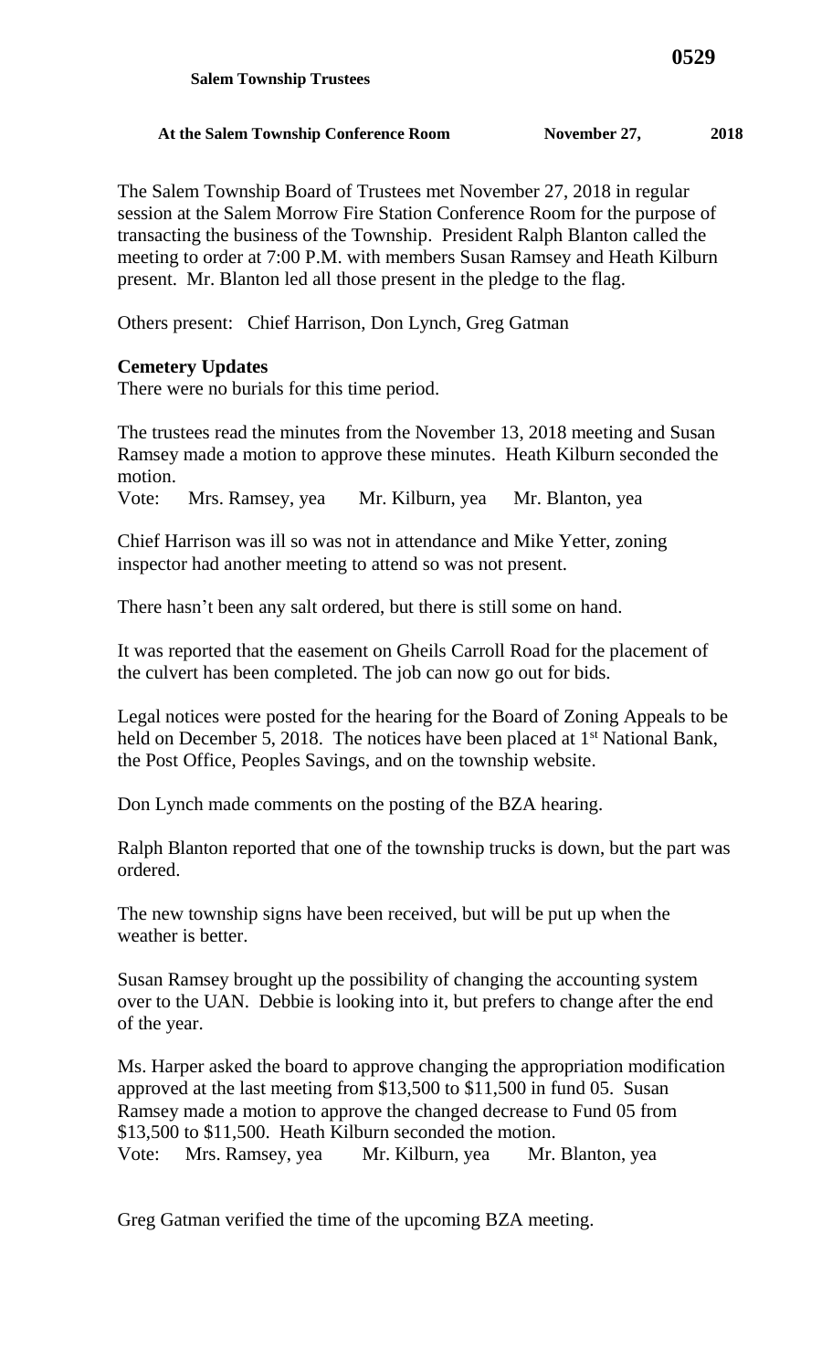**Salem Township Trustees**

**At the Salem Township Conference Room November 27, 2018**

The Salem Township Board of Trustees met November 27, 2018 in regular session at the Salem Morrow Fire Station Conference Room for the purpose of transacting the business of the Township. President Ralph Blanton called the meeting to order at 7:00 P.M. with members Susan Ramsey and Heath Kilburn present. Mr. Blanton led all those present in the pledge to the flag.

Others present: Chief Harrison, Don Lynch, Greg Gatman

**Cemetery Updates**

There were no burials for this time period.

The trustees read the minutes from the November 13, 2018 meeting and Susan Ramsey made a motion to approve these minutes. Heath Kilburn seconded the motion.

Vote: Mrs. Ramsey, yea Mr. Kilburn, yea Mr. Blanton, yea

Chief Harrison was ill so was not in attendance and Mike Yetter, zoning inspector had another meeting to attend so was not present.

There hasn't been any salt ordered, but there is still some on hand.

It was reported that the easement on Gheils Carroll Road for the placement of the culvert has been completed. The job can now go out for bids.

Legal notices were posted for the hearing for the Board of Zoning Appeals to be held on December 5, 2018. The notices have been placed at 1st National Bank, the Post Office, Peoples Savings, and on the township website.

Don Lynch made comments on the posting of the BZA hearing.

Ralph Blanton reported that one of the township trucks is down, but the part was ordered.

The new township signs have been received, but will be put up when the weather is better.

Susan Ramsey brought up the possibility of changing the accounting system over to the UAN. Debbie is looking into it, but prefers to change after the end of the year.

Ms. Harper asked the board to approve changing the appropriation modification approved at the last meeting from $13,500 to $11,500 in fund 05. Susan Ramsey made a motion to approve the changed decrease to Fund 05 from $13,500 to $11,500. Heath Kilburn seconded the motion.

Vote: Mrs. Ramsey, yea Mr. Kilburn, yea Mr. Blanton, yea

Greg Gatman verified the time of the upcoming BZA meeting.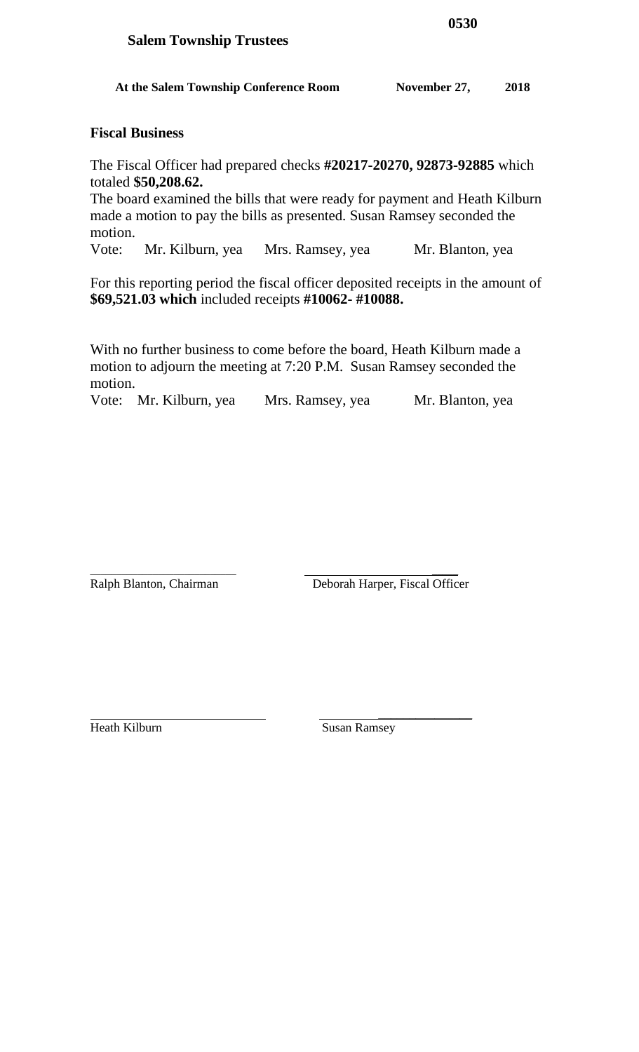**Salem Township Trustees**

**At the Salem Township Conference Room November 27, 2018**

### Fiscal Business

The Fiscal Officer had prepared checks **#20217-20270, 92873-92885** which totaled **$50,208.62.**

The board examined the bills that were ready for payment and Heath Kilburn made a motion to pay the bills as presented. Susan Ramsey seconded the motion.

Vote: Mr. Kilburn, yea Mrs. Ramsey, yea Mr. Blanton, yea

For this reporting period the fiscal officer deposited receipts in the amount of **$69,521.03 which** included receipts **#10062- #10088.**

With no further business to come before the board, Heath Kilburn made a motion to adjourn the meeting at 7:20 P.M. Susan Ramsey seconded the motion.

Vote: Mr. Kilburn, yea Mrs. Ramsey, yea Mr. Blanton, yea

Ralph Blanton, Chairman

Deborah Harper, Fiscal Officer

Heath Kilburn

Susan Ramsey